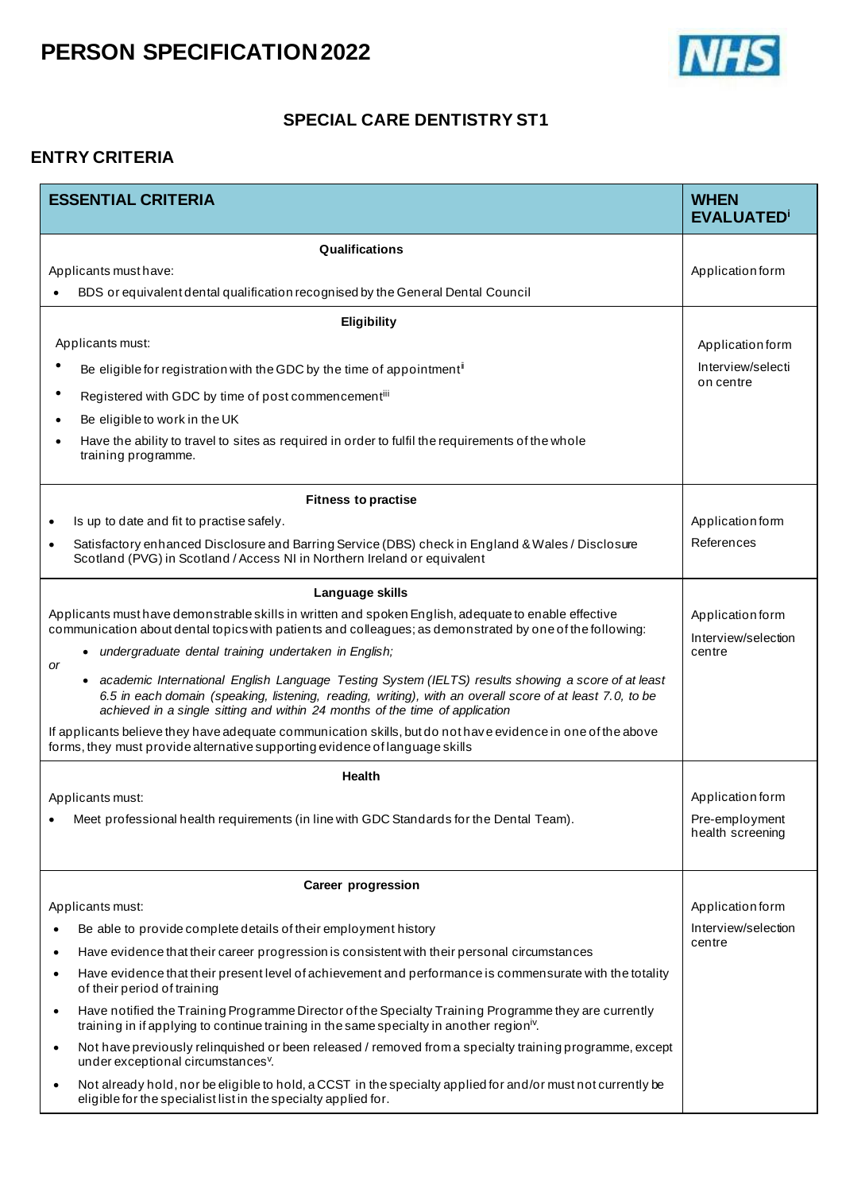# PERSON SPECIFICATION 2022

## SPECIAL CARE DENTISTRY ST1

## ENTRY CRITERIA

| ESSENTIAL CRITERIA | WHEN EVALUATED[i] |
|---|---|
| **Qualifications**<br><br>Applicants must have:<br>• BDS or equivalent dental qualification recognised by the General Dental Council | Application form |
| **Eligibility**<br><br>Applicants must:<br>• Be eligible for registration with the GDC by the time of appointment[ii]<br>• Registered with GDC by time of post commencement[iii]<br>• Be eligible to work in the UK<br>• Have the ability to travel to sites as required in order to fulfil the requirements of the whole training programme. | Application form<br><br>Interview/selection centre |
| **Fitness to practise**<br><br>• Is up to date and fit to practise safely.<br>• Satisfactory enhanced Disclosure and Barring Service (DBS) check in England & Wales / Disclosure Scotland (PVG) in Scotland / Access NI in Northern Ireland or equivalent | Application form<br><br>References |
| **Language skills**<br><br>Applicants must have demonstrable skills in written and spoken English, adequate to enable effective communication about dental topics with patients and colleagues; as demonstrated by one of the following:<br>• *undergraduate dental training undertaken in English;*<br>*or*<br>• *academic International English Language Testing System (IELTS) results showing a score of at least 6.5 in each domain (speaking, listening, reading, writing), with an overall score of at least 7.0, to be achieved in a single sitting and within 24 months of the time of application*<br><br>If applicants believe they have adequate communication skills, but do not have evidence in one of the above forms, they must provide alternative supporting evidence of language skills | Application form<br><br>Interview/selection centre |
| **Health**<br><br>Applicants must:<br>• Meet professional health requirements (in line with GDC Standards for the Dental Team). | Application form<br><br>Pre-employment health screening |
| **Career progression**<br><br>Applicants must:<br>• Be able to provide complete details of their employment history<br>• Have evidence that their career progression is consistent with their personal circumstances<br>• Have evidence that their present level of achievement and performance is commensurate with the totality of their period of training<br>• Have notified the Training Programme Director of the Specialty Training Programme they are currently training in if applying to continue training in the same specialty in another region[iv].<br>• Not have previously relinquished or been released / removed from a specialty training programme, except under exceptional circumstances[v].<br>• Not already hold, nor be eligible to hold, a CCST in the specialty applied for and/or must not currently be eligible for the specialist list in the specialty applied for. | Application form<br><br>Interview/selection centre |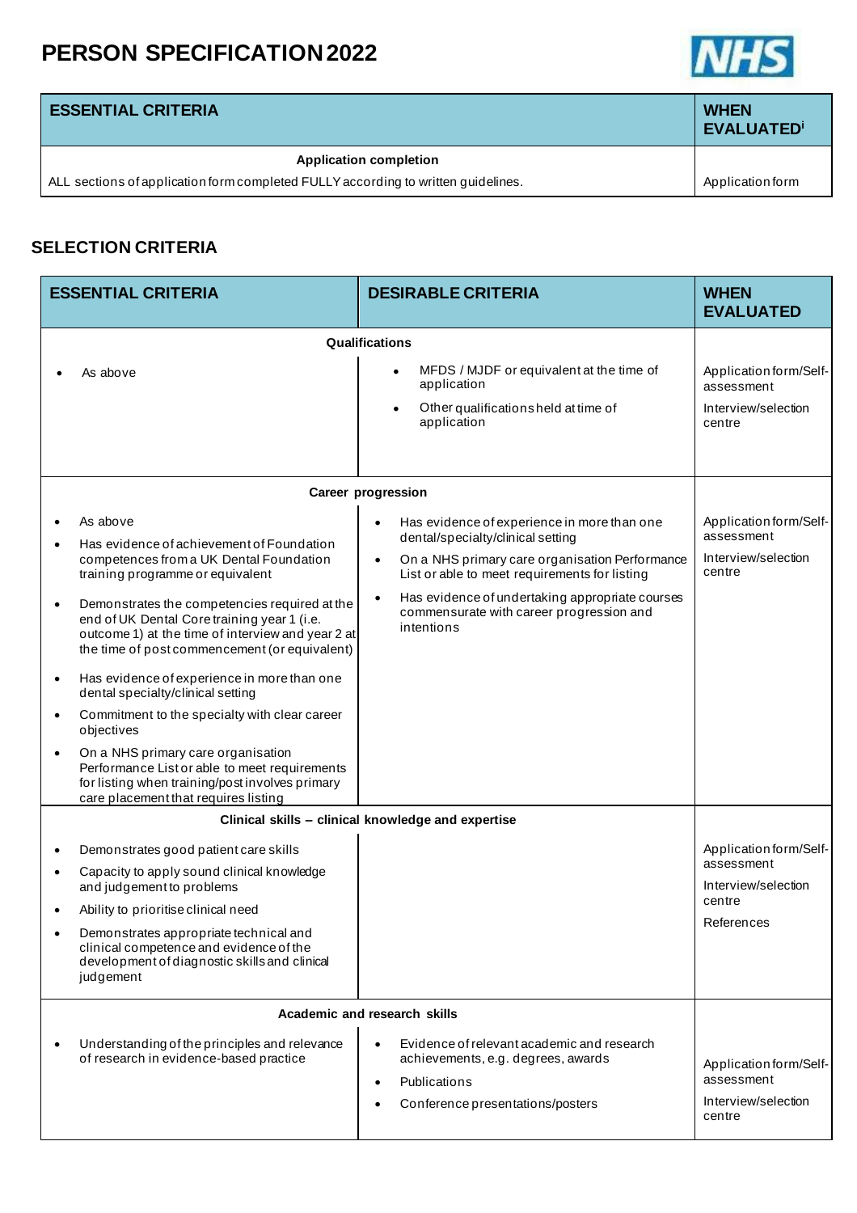# PERSON SPECIFICATION 2022

| ESSENTIAL CRITERIA | WHEN EVALUATED[i] |
|---|---|
| **Application completion** | |
| ALL sections of application form completed FULLY according to written guidelines. | Application form |

## SELECTION CRITERIA

| ESSENTIAL CRITERIA | DESIRABLE CRITERIA | WHEN EVALUATED |
|---|---|---|
| **Qualifications** | | |
| • As above | • MFDS / MJDF or equivalent at the time of application<br>• Other qualifications held at time of application | Application form/Self-assessment<br>Interview/selection centre |
| **Career progression** | | |
| • As above<br>• Has evidence of achievement of Foundation competences from a UK Dental Foundation training programme or equivalent<br>• Demonstrates the competences required at the end of UK Dental Core training year 1 (i.e. outcome 1) at the time of interview and year 2 at the time of post commencement (or equivalent)<br>• Has evidence of experience in more than one dental specialty/clinical setting<br>• Commitment to the specialty with clear career objectives<br>• On a NHS primary care organisation Performance List or able to meet requirements for listing when training/post involves primary care placement that requires listing | • Has evidence of experience in more than one dental/specialty/clinical setting<br>• On a NHS primary care organisation Performance List or able to meet requirements for listing<br>• Has evidence of undertaking appropriate courses commensurate with career progression and intentions | Application form/Self-assessment<br>Interview/selection centre |
| **Clinical skills – clinical knowledge and expertise** | | |
| • Demonstrates good patient care skills<br>• Capacity to apply sound clinical knowledge and judgement to problems<br>• Ability to prioritise clinical need<br>• Demonstrates appropriate technical and clinical competence and evidence of the development of diagnostic skills and clinical judgement | | Application form/Self-assessment<br>Interview/selection centre<br>References |
| **Academic and research skills** | | |
| • Understanding of the principles and relevance of research in evidence-based practice | • Evidence of relevant academic and research achievements, e.g. degrees, awards<br>• Publications<br>• Conference presentations/posters | Application form/Self-assessment<br>Interview/selection centre |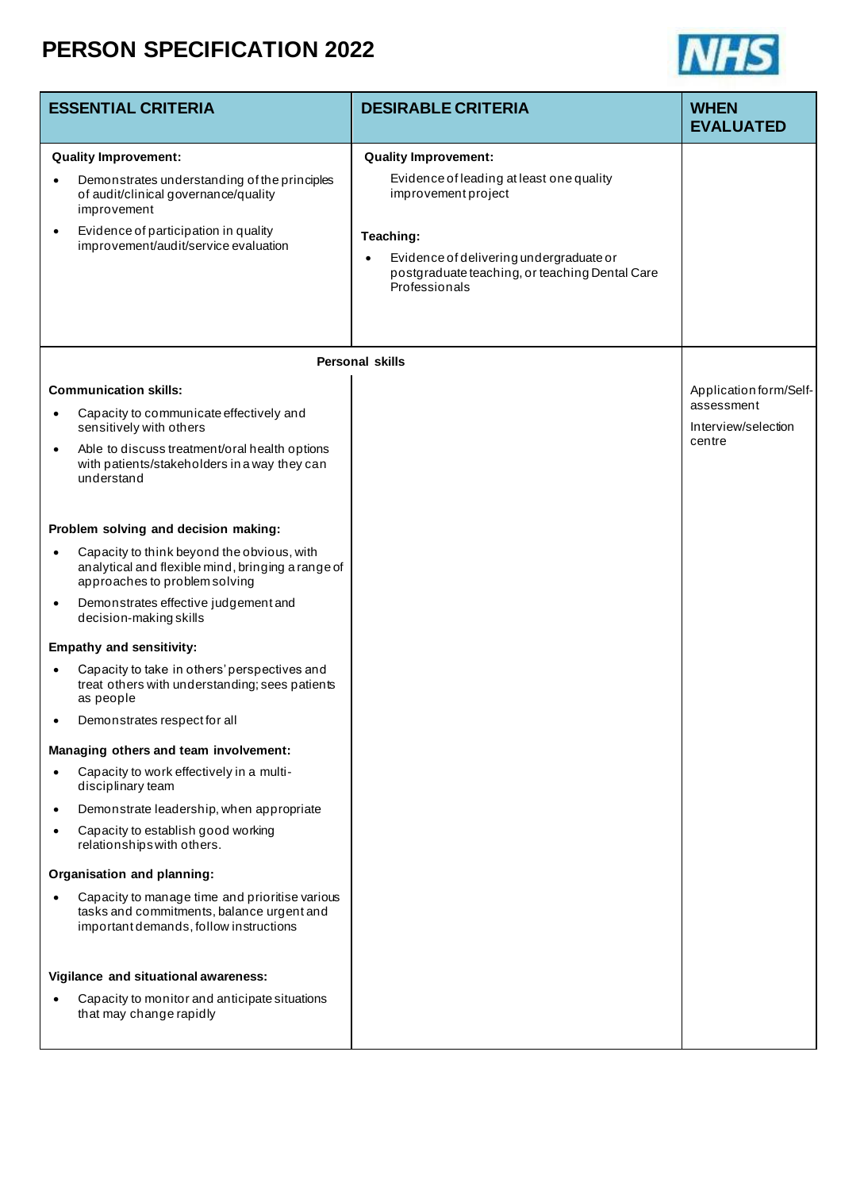# PERSON SPECIFICATION 2022

| ESSENTIAL CRITERIA | DESIRABLE CRITERIA | WHEN EVALUATED |
|---|---|---|
| **Quality Improvement:**<br>• Demonstrates understanding of the principles of audit/clinical governance/quality improvement<br>• Evidence of participation in quality improvement/audit/service evaluation | **Quality Improvement:**<br>Evidence of leading at least one quality improvement project<br><br>**Teaching:**<br>• Evidence of delivering undergraduate or postgraduate teaching, or teaching Dental Care Professionals | |
| **Personal skills** | | |
| **Communication skills:**<br>• Capacity to communicate effectively and sensitively with others<br>• Able to discuss treatment/oral health options with patients/stakeholders in a way they can understand<br><br>**Problem solving and decision making:**<br>• Capacity to think beyond the obvious, with analytical and flexible mind, bringing a range of approaches to problem solving<br>• Demonstrates effective judgement and decision-making skills<br><br>**Empathy and sensitivity:**<br>• Capacity to take in others' perspectives and treat others with understanding; sees patients as people<br>• Demonstrates respect for all<br><br>**Managing others and team involvement:**<br>• Capacity to work effectively in a multi-disciplinary team<br>• Demonstrate leadership, when appropriate<br>• Capacity to establish good working relationships with others.<br><br>**Organisation and planning:**<br>• Capacity to manage time and prioritise various tasks and commitments, balance urgent and important demands, follow instructions<br><br>**Vigilance and situational awareness:**<br>• Capacity to monitor and anticipate situations that may change rapidly | | Application form/Self-assessment<br><br>Interview/selection centre |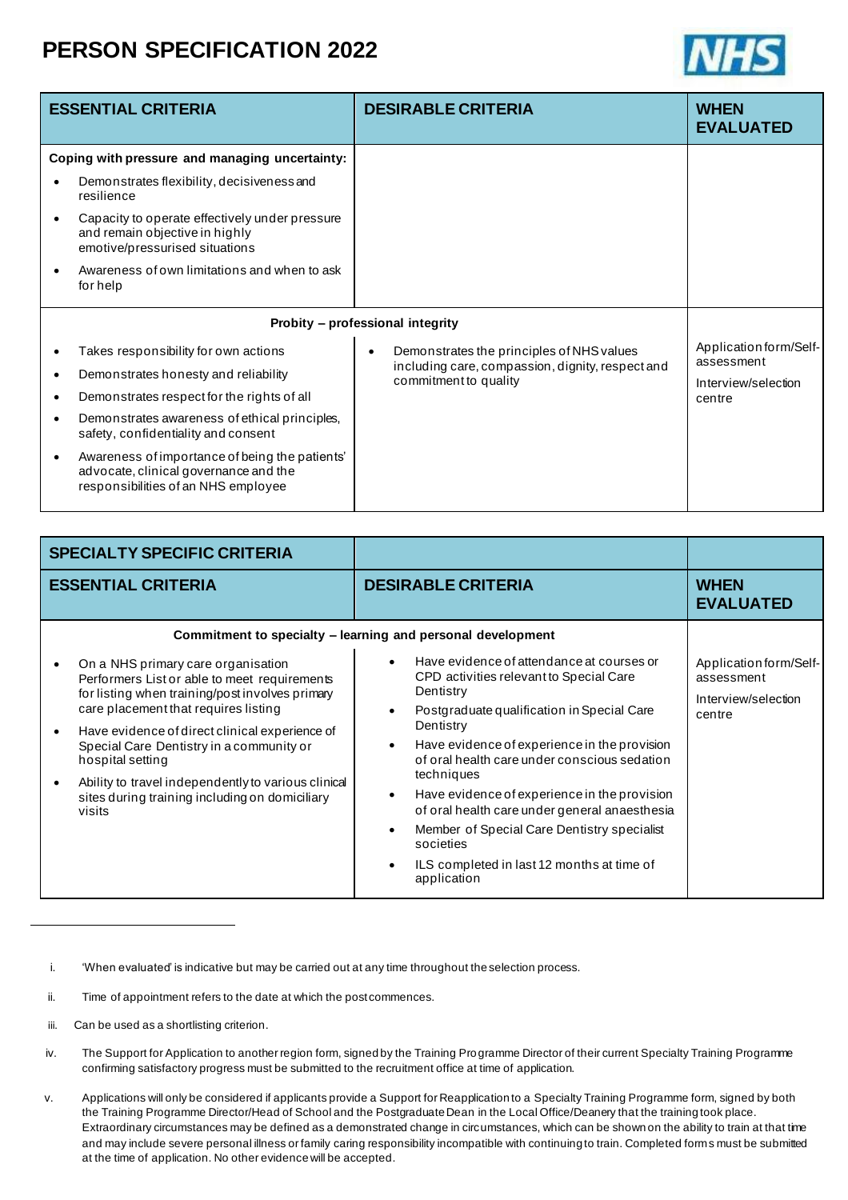# PERSON SPECIFICATION 2022

| ESSENTIAL CRITERIA | DESIRABLE CRITERIA | WHEN EVALUATED |
| --- | --- | --- |
| **Coping with pressure and managing uncertainty:**<br>• Demonstrates flexibility, decisiveness and resilience<br>• Capacity to operate effectively under pressure and remain objective in highly emotive/pressurised situations<br>• Awareness of own limitations and when to ask for help | | |
| **Probity – professional integrity** | | |
| • Takes responsibility for own actions<br>• Demonstrates honesty and reliability<br>• Demonstrates respect for the rights of all<br>• Demonstrates awareness of ethical principles, safety, confidentiality and consent<br>• Awareness of importance of being the patients' advocate, clinical governance and the responsibilities of an NHS employee | • Demonstrates the principles of NHS values including care, compassion, dignity, respect and commitment to quality | Application form/Self-assessment<br>Interview/selection centre |

| SPECIALTY SPECIFIC CRITERIA | | |
| --- | --- | --- |
| **ESSENTIAL CRITERIA** | **DESIRABLE CRITERIA** | **WHEN EVALUATED** |
| **Commitment to specialty – learning and personal development** | | |
| • On a NHS primary care organisation Performers List or able to meet requirements for listing when training/post involves primary care placement that requires listing<br>• Have evidence of direct clinical experience of Special Care Dentistry in a community or hospital setting<br>• Ability to travel independently to various clinical sites during training including on domiciliary visits | • Have evidence of attendance at courses or CPD activities relevant to Special Care Dentistry<br>• Postgraduate qualification in Special Care Dentistry<br>• Have evidence of experience in the provision of oral health care under conscious sedation techniques<br>• Have evidence of experience in the provision of oral health care under general anaesthesia<br>• Member of Special Care Dentistry specialist societies<br>• ILS completed in last 12 months at time of application | Application form/Self-assessment<br>Interview/selection centre |

---

i. 'When evaluated' is indicative but may be carried out at any time throughout the selection process.

ii. Time of appointment refers to the date at which the post commences.

iii. Can be used as a shortlisting criterion.

iv. The Support for Application to another region form, signed by the Training Programme Director of their current Specialty Training Programme confirming satisfactory progress must be submitted to the recruitment office at time of application.

v. Applications will only be considered if applicants provide a Support for Reapplication to a Specialty Training Programme form, signed by both the Training Programme Director/Head of School and the Postgraduate Dean in the Local Office/Deanery that the training took place. Extraordinary circumstances may be defined as a demonstrated change in circumstances, which can be shown on the ability to train at that time and may include severe personal illness or family caring responsibility incompatible with continuing to train. Completed forms must be submitted at the time of application. No other evidence will be accepted.